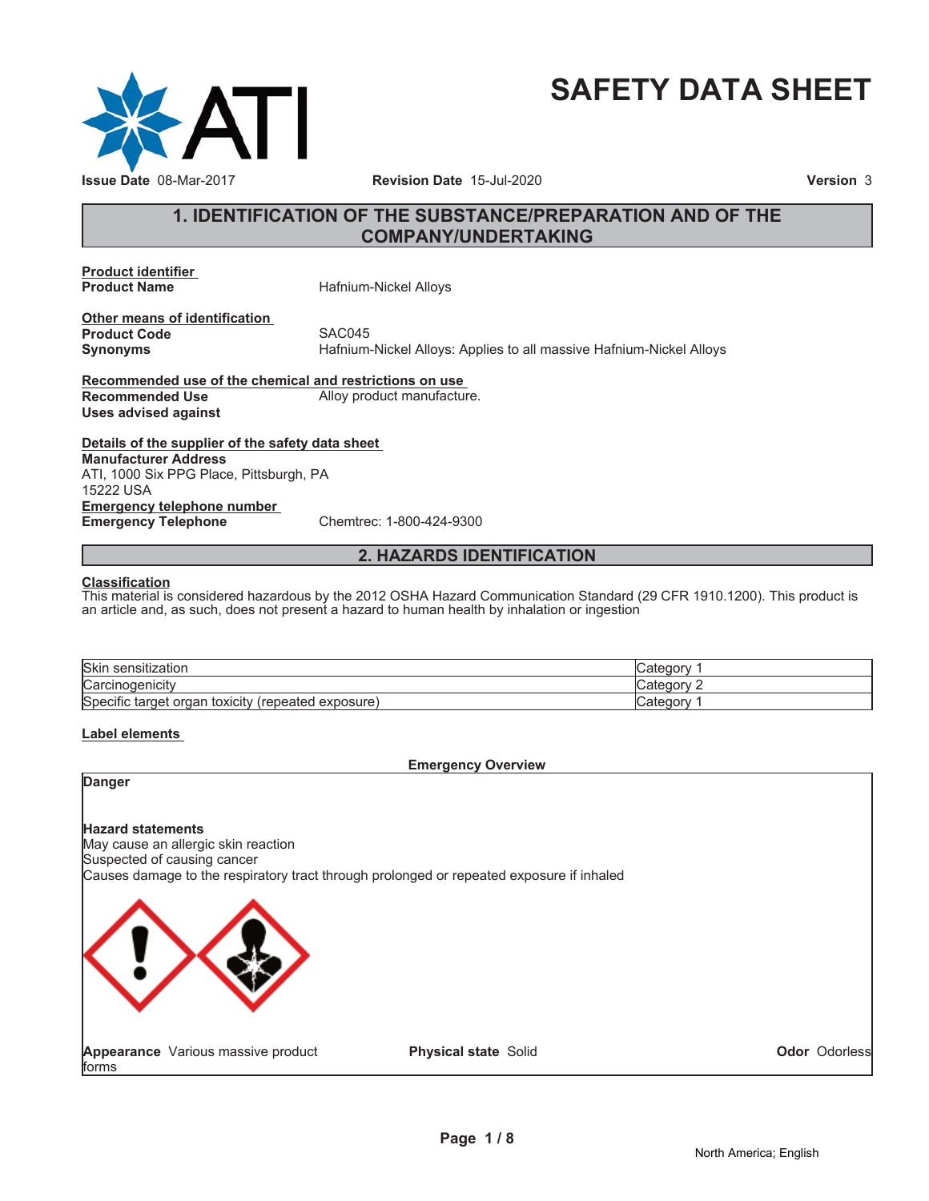# SAFETY DATA SHEET

**Issue Date** 08-Mar-2017 **Revision Date** 15-Jul-2020 **Version** 3

## 1. IDENTIFICATION OF THE SUBSTANCE/PREPARATION AND OF THE COMPANY/UNDERTAKING

**Product identifier**

**Product Name** Hafnium-Nickel Alloys

**Other means of identification**

**Product Code** SAC045

**Synonyms** Hafnium-Nickel Alloys: Applies to all massive Hafnium-Nickel Alloys

**Recommended use of the chemical and restrictions on use**

**Recommended Use** Alloy product manufacture.

**Uses advised against**

**Details of the supplier of the safety data sheet**

**Manufacturer Address**
ATI, 1000 Six PPG Place, Pittsburgh, PA
15222 USA

**Emergency telephone number**

**Emergency Telephone** Chemtrec: 1-800-424-9300

## 2. HAZARDS IDENTIFICATION

**Classification**

This material is considered hazardous by the 2012 OSHA Hazard Communication Standard (29 CFR 1910.1200). This product is an article and, as such, does not present a hazard to human health by inhalation or ingestion

| | |
|---|---|
| Skin sensitization | Category 1 |
| Carcinogenicity | Category 2 |
| Specific target organ toxicity (repeated exposure) | Category 1 |

**Label elements**

**Emergency Overview**

**Danger**

**Hazard statements**

May cause an allergic skin reaction

Suspected of causing cancer

Causes damage to the respiratory tract through prolonged or repeated exposure if inhaled

**Appearance** Various massive product forms **Physical state** Solid **Odor** Odorless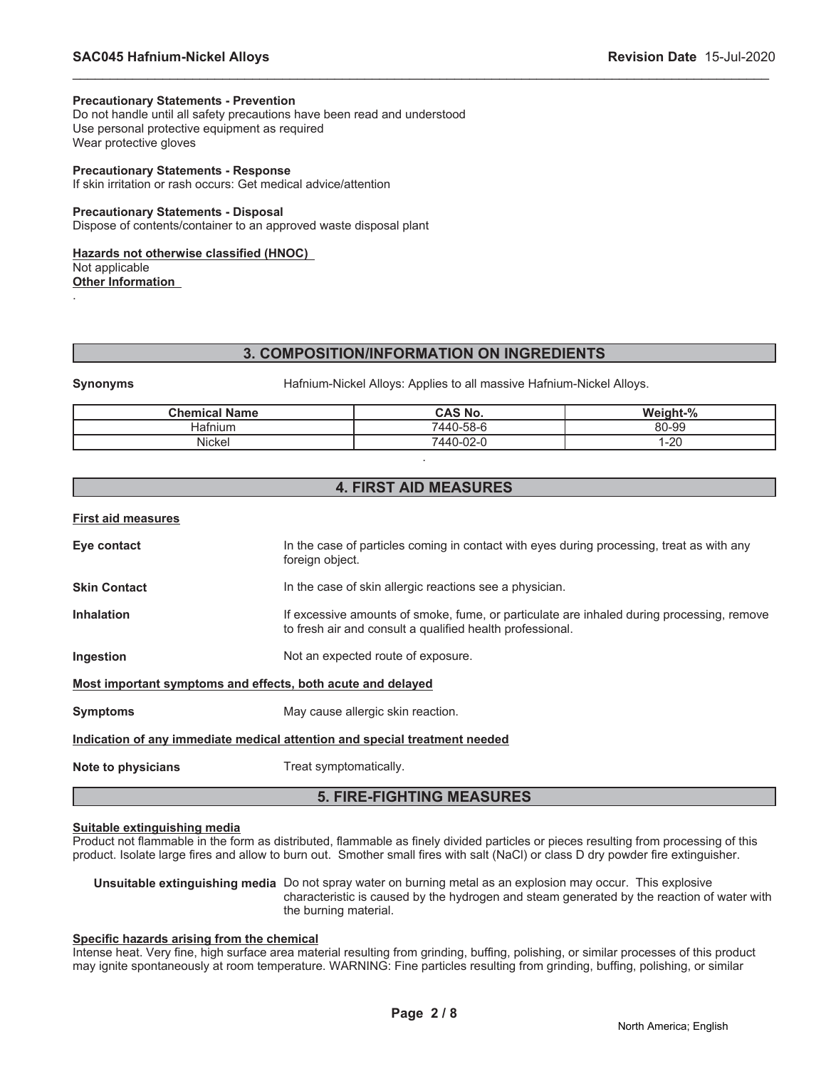**Precautionary Statements - Prevention**
Do not handle until all safety precautions have been read and understood
Use personal protective equipment as required
Wear protective gloves

**Precautionary Statements - Response**
If skin irritation or rash occurs: Get medical advice/attention

**Precautionary Statements - Disposal**
Dispose of contents/container to an approved waste disposal plant

**Hazards not otherwise classified (HNOC)**
Not applicable
**Other Information**
.

## 3. COMPOSITION/INFORMATION ON INGREDIENTS

**Synonyms** Hafnium-Nickel Alloys: Applies to all massive Hafnium-Nickel Alloys.

| Chemical Name | CAS No. | Weight-% |
|---|---|---|
| Hafnium | 7440-58-6 | 80-99 |
| Nickel | 7440-02-0 | 1-20 |

.

## 4. FIRST AID MEASURES

**First aid measures**

**Eye contact** In the case of particles coming in contact with eyes during processing, treat as with any foreign object.

**Skin Contact** In the case of skin allergic reactions see a physician.

**Inhalation** If excessive amounts of smoke, fume, or particulate are inhaled during processing, remove to fresh air and consult a qualified health professional.

**Ingestion** Not an expected route of exposure.

**Most important symptoms and effects, both acute and delayed**

**Symptoms** May cause allergic skin reaction.

**Indication of any immediate medical attention and special treatment needed**

**Note to physicians** Treat symptomatically.

## 5. FIRE-FIGHTING MEASURES

**Suitable extinguishing media**
Product not flammable in the form as distributed, flammable as finely divided particles or pieces resulting from processing of this product. Isolate large fires and allow to burn out. Smother small fires with salt (NaCl) or class D dry powder fire extinguisher.

**Unsuitable extinguishing media** Do not spray water on burning metal as an explosion may occur. This explosive characteristic is caused by the hydrogen and steam generated by the reaction of water with the burning material.

**Specific hazards arising from the chemical**
Intense heat. Very fine, high surface area material resulting from grinding, buffing, polishing, or similar processes of this product may ignite spontaneously at room temperature. WARNING: Fine particles resulting from grinding, buffing, polishing, or similar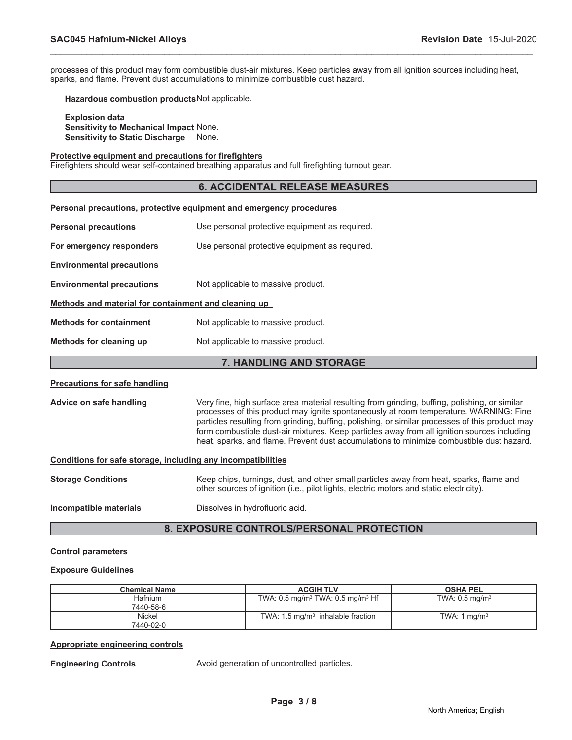processes of this product may form combustible dust-air mixtures. Keep particles away from all ignition sources including heat, sparks, and flame. Prevent dust accumulations to minimize combustible dust hazard.

**Hazardous combustion products** Not applicable.

**Explosion data**
**Sensitivity to Mechanical Impact** None.
**Sensitivity to Static Discharge** None.

**Protective equipment and precautions for firefighters**
Firefighters should wear self-contained breathing apparatus and full firefighting turnout gear.

## 6. ACCIDENTAL RELEASE MEASURES

**Personal precautions, protective equipment and emergency procedures**

**Personal precautions** Use personal protective equipment as required.

**For emergency responders** Use personal protective equipment as required.

**Environmental precautions**

**Environmental precautions** Not applicable to massive product.

**Methods and material for containment and cleaning up**

**Methods for containment** Not applicable to massive product.

**Methods for cleaning up** Not applicable to massive product.

## 7. HANDLING AND STORAGE

**Precautions for safe handling**

**Advice on safe handling** Very fine, high surface area material resulting from grinding, buffing, polishing, or similar processes of this product may ignite spontaneously at room temperature. WARNING: Fine particles resulting from grinding, buffing, polishing, or similar processes of this product may form combustible dust-air mixtures. Keep particles away from all ignition sources including heat, sparks, and flame. Prevent dust accumulations to minimize combustible dust hazard.

**Conditions for safe storage, including any incompatibilities**

**Storage Conditions** Keep chips, turnings, dust, and other small particles away from heat, sparks, flame and other sources of ignition (i.e., pilot lights, electric motors and static electricity).

**Incompatible materials** Dissolves in hydrofluoric acid.

## 8. EXPOSURE CONTROLS/PERSONAL PROTECTION

**Control parameters**

**Exposure Guidelines**

| Chemical Name | ACGIH TLV | OSHA PEL |
|---|---|---|
| Hafnium 7440-58-6 | TWA: 0.5 mg/m$^3$ TWA: 0.5 mg/m$^3$ Hf | TWA: 0.5 mg/m$^3$ |
| Nickel 7440-02-0 | TWA: 1.5 mg/m$^3$ inhalable fraction | TWA: 1 mg/m$^3$ |

**Appropriate engineering controls**

**Engineering Controls** Avoid generation of uncontrolled particles.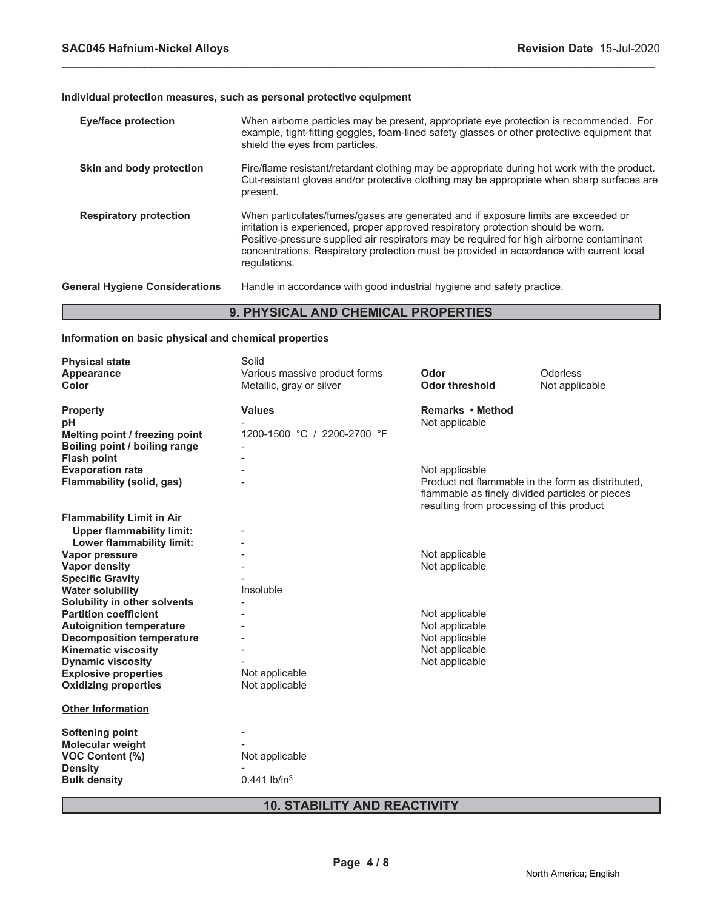**Individual protection measures, such as personal protective equipment**

| | |
|---|---|
| **Eye/face protection** | When airborne particles may be present, appropriate eye protection is recommended. For example, tight-fitting goggles, foam-lined safety glasses or other protective equipment that shield the eyes from particles. |
| **Skin and body protection** | Fire/flame resistant/retardant clothing may be appropriate during hot work with the product. Cut-resistant gloves and/or protective clothing may be appropriate when sharp surfaces are present. |
| **Respiratory protection** | When particulates/fumes/gases are generated and if exposure limits are exceeded or irritation is experienced, proper approved respiratory protection should be worn. Positive-pressure supplied air respirators may be required for high airborne contaminant concentrations. Respiratory protection must be provided in accordance with current local regulations. |
| **General Hygiene Considerations** | Handle in accordance with good industrial hygiene and safety practice. |

## 9. PHYSICAL AND CHEMICAL PROPERTIES

**Information on basic physical and chemical properties**

| | | | |
|---|---|---|---|
| **Physical state** | Solid | | |
| **Appearance** | Various massive product forms | **Odor** | Odorless |
| **Color** | Metallic, gray or silver | **Odor threshold** | Not applicable |

| **Property** | **Values** | **Remarks • Method** |
|---|---|---|
| **pH** | - | Not applicable |
| **Melting point / freezing point** | 1200-1500 °C / 2200-2700 °F | |
| **Boiling point / boiling range** | - | |
| **Flash point** | - | |
| **Evaporation rate** | - | Not applicable |
| **Flammability (solid, gas)** | - | Product not flammable in the form as distributed, flammable as finely divided particles or pieces resulting from processing of this product |
| **Flammability Limit in Air** | | |
| **Upper flammability limit:** | - | |
| **Lower flammability limit:** | - | |
| **Vapor pressure** | - | Not applicable |
| **Vapor density** | - | Not applicable |
| **Specific Gravity** | - | |
| **Water solubility** | Insoluble | |
| **Solubility in other solvents** | - | |
| **Partition coefficient** | - | Not applicable |
| **Autoignition temperature** | - | Not applicable |
| **Decomposition temperature** | - | Not applicable |
| **Kinematic viscosity** | - | Not applicable |
| **Dynamic viscosity** | - | Not applicable |
| **Explosive properties** | Not applicable | |
| **Oxidizing properties** | Not applicable | |

**Other Information**

| | |
|---|---|
| **Softening point** | - |
| **Molecular weight** | - |
| **VOC Content (%)** | Not applicable |
| **Density** | - |
| **Bulk density** | 0.441 lb/in$^3$ |

## 10. STABILITY AND REACTIVITY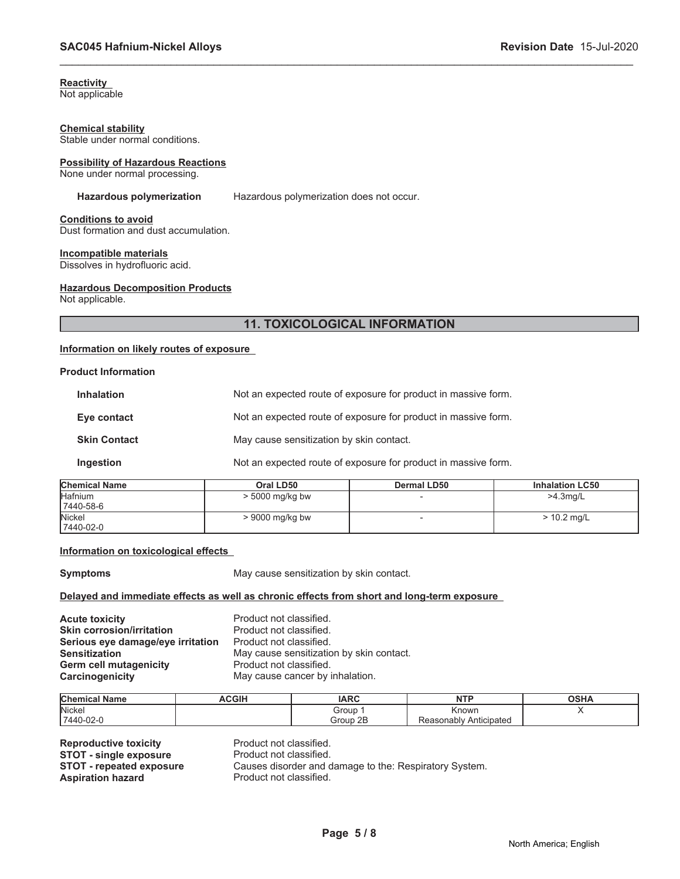**Reactivity**
Not applicable

**Chemical stability**
Stable under normal conditions.

**Possibility of Hazardous Reactions**
None under normal processing.

**Hazardous polymerization** Hazardous polymerization does not occur.

**Conditions to avoid**
Dust formation and dust accumulation.

**Incompatible materials**
Dissolves in hydrofluoric acid.

**Hazardous Decomposition Products**
Not applicable.

## 11. TOXICOLOGICAL INFORMATION

**Information on likely routes of exposure**

**Product Information**

**Inhalation** Not an expected route of exposure for product in massive form.

**Eye contact** Not an expected route of exposure for product in massive form.

**Skin Contact** May cause sensitization by skin contact.

**Ingestion** Not an expected route of exposure for product in massive form.

| Chemical Name | Oral LD50 | Dermal LD50 | Inhalation LC50 |
|---|---|---|---|
| Hafnium 7440-58-6 | > 5000 mg/kg bw | - | >4.3mg/L |
| Nickel 7440-02-0 | > 9000 mg/kg bw | - | > 10.2 mg/L |

**Information on toxicological effects**

**Symptoms** May cause sensitization by skin contact.

**Delayed and immediate effects as well as chronic effects from short and long-term exposure**

**Acute toxicity** Product not classified.
**Skin corrosion/irritation** Product not classified.
**Serious eye damage/eye irritation** Product not classified.
**Sensitization** May cause sensitization by skin contact.
**Germ cell mutagenicity** Product not classified.
**Carcinogenicity** May cause cancer by inhalation.

| Chemical Name | ACGIH | IARC | NTP | OSHA |
|---|---|---|---|---|
| Nickel 7440-02-0 | | Group 1 Group 2B | Known Reasonably Anticipated | X |

**Reproductive toxicity** Product not classified.
**STOT - single exposure** Product not classified.
**STOT - repeated exposure** Causes disorder and damage to the: Respiratory System.
**Aspiration hazard** Product not classified.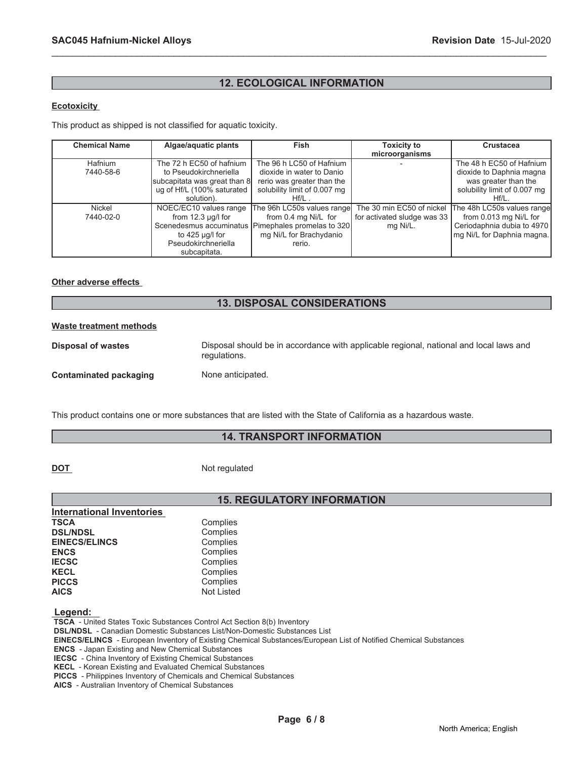## 12. ECOLOGICAL INFORMATION

**Ecotoxicity**

This product as shipped is not classified for aquatic toxicity.

| Chemical Name | Algae/aquatic plants | Fish | Toxicity to microorganisms | Crustacea |
|---|---|---|---|---|
| Hafnium 7440-58-6 | The 72 h EC50 of hafnium to Pseudokirchneriella subcapitata was great than 8 ug of Hf/L (100% saturated solution). | The 96 h LC50 of Hafnium dioxide in water to Danio rerio was greater than the solubility limit of 0.007 mg Hf/L . | - | The 48 h EC50 of Hafnium dioxide to Daphnia magna was greater than the solubility limit of 0.007 mg Hf/L. |
| Nickel 7440-02-0 | NOEC/EC10 values range from 12.3 µg/l for Scenedesmus accuminatus to 425 µg/l for Pseudokirchneriella subcapitata. | The 96h LC50s values range from 0.4 mg Ni/L for Pimephales promelas to 320 mg Ni/L for Brachydanio rerio. | The 30 min EC50 of nickel for activated sludge was 33 mg Ni/L. | The 48h LC50s values range from 0.013 mg Ni/L for Ceriodaphnia dubia to 4970 mg Ni/L for Daphnia magna. |

**Other adverse effects**

## 13. DISPOSAL CONSIDERATIONS

**Waste treatment methods**

**Disposal of wastes** Disposal should be in accordance with applicable regional, national and local laws and regulations.

**Contaminated packaging** None anticipated.

This product contains one or more substances that are listed with the State of California as a hazardous waste.

## 14. TRANSPORT INFORMATION

**DOT** Not regulated

## 15. REGULATORY INFORMATION

**International Inventories**

| | |
|---|---|
| **TSCA** | Complies |
| **DSL/NDSL** | Complies |
| **EINECS/ELINCS** | Complies |
| **ENCS** | Complies |
| **IECSC** | Complies |
| **KECL** | Complies |
| **PICCS** | Complies |
| **AICS** | Not Listed |

**Legend:**

**TSCA** - United States Toxic Substances Control Act Section 8(b) Inventory
**DSL/NDSL** - Canadian Domestic Substances List/Non-Domestic Substances List
**EINECS/ELINCS** - European Inventory of Existing Chemical Substances/European List of Notified Chemical Substances
**ENCS** - Japan Existing and New Chemical Substances
**IECSC** - China Inventory of Existing Chemical Substances
**KECL** - Korean Existing and Evaluated Chemical Substances
**PICCS** - Philippines Inventory of Chemicals and Chemical Substances
**AICS** - Australian Inventory of Chemical Substances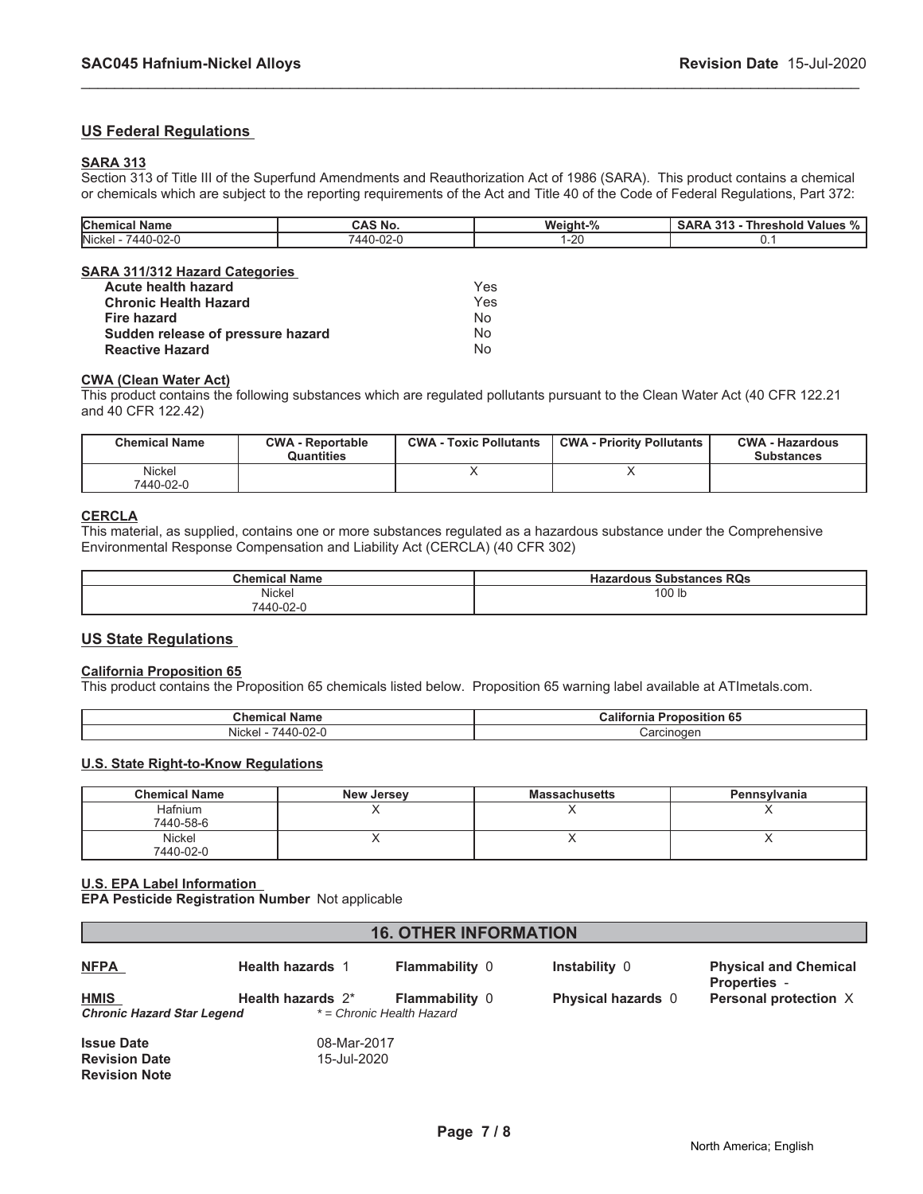## US Federal Regulations

### SARA 313

Section 313 of Title III of the Superfund Amendments and Reauthorization Act of 1986 (SARA). This product contains a chemical or chemicals which are subject to the reporting requirements of the Act and Title 40 of the Code of Federal Regulations, Part 372:

| Chemical Name | CAS No. | Weight-% | SARA 313 - Threshold Values % |
|---|---|---|---|
| Nickel - 7440-02-0 | 7440-02-0 | 1-20 | 0.1 |

### SARA 311/312 Hazard Categories

| | |
|---|---|
| **Acute health hazard** | Yes |
| **Chronic Health Hazard** | Yes |
| **Fire hazard** | No |
| **Sudden release of pressure hazard** | No |
| **Reactive Hazard** | No |

### CWA (Clean Water Act)

This product contains the following substances which are regulated pollutants pursuant to the Clean Water Act (40 CFR 122.21 and 40 CFR 122.42)

| Chemical Name | CWA - Reportable Quantities | CWA - Toxic Pollutants | CWA - Priority Pollutants | CWA - Hazardous Substances |
|---|---|---|---|---|
| Nickel 7440-02-0 | | X | X | |

### CERCLA

This material, as supplied, contains one or more substances regulated as a hazardous substance under the Comprehensive Environmental Response Compensation and Liability Act (CERCLA) (40 CFR 302)

| Chemical Name | Hazardous Substances RQs |
|---|---|
| Nickel 7440-02-0 | 100 lb |

## US State Regulations

### California Proposition 65

This product contains the Proposition 65 chemicals listed below. Proposition 65 warning label available at ATImetals.com.

| Chemical Name | California Proposition 65 |
|---|---|
| Nickel - 7440-02-0 | Carcinogen |

### U.S. State Right-to-Know Regulations

| Chemical Name | New Jersey | Massachusetts | Pennsylvania |
|---|---|---|---|
| Hafnium 7440-58-6 | X | X | X |
| Nickel 7440-02-0 | X | X | X |

### U.S. EPA Label Information

**EPA Pesticide Registration Number** Not applicable

## 16. OTHER INFORMATION

| | | | | |
|---|---|---|---|---|
| **NFPA** | **Health hazards** 1 | **Flammability** 0 | **Instability** 0 | **Physical and Chemical Properties** - |
| **HMIS** | **Health hazards** 2* | **Flammability** 0 | **Physical hazards** 0 | **Personal protection** X |
| ***Chronic Hazard Star Legend*** | *\* = Chronic Health Hazard* | | | |

**Issue Date** 08-Mar-2017
**Revision Date** 15-Jul-2020
**Revision Note**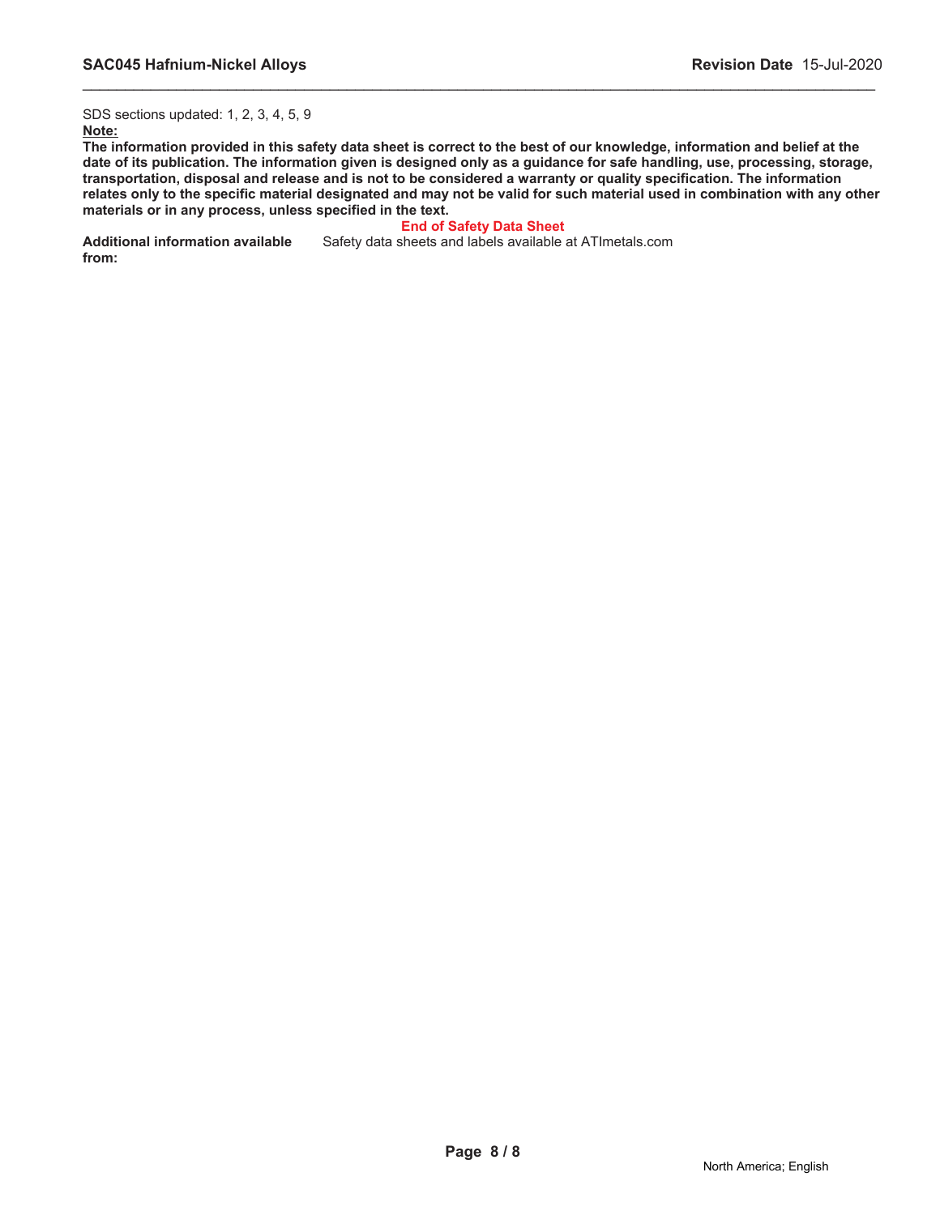SDS sections updated: 1, 2, 3, 4, 5, 9

**Note:**

**The information provided in this safety data sheet is correct to the best of our knowledge, information and belief at the date of its publication. The information given is designed only as a guidance for safe handling, use, processing, storage, transportation, disposal and release and is not to be considered a warranty or quality specification. The information relates only to the specific material designated and may not be valid for such material used in combination with any other materials or in any process, unless specified in the text.**

**End of Safety Data Sheet**

**Additional information available from:** Safety data sheets and labels available at ATImetals.com